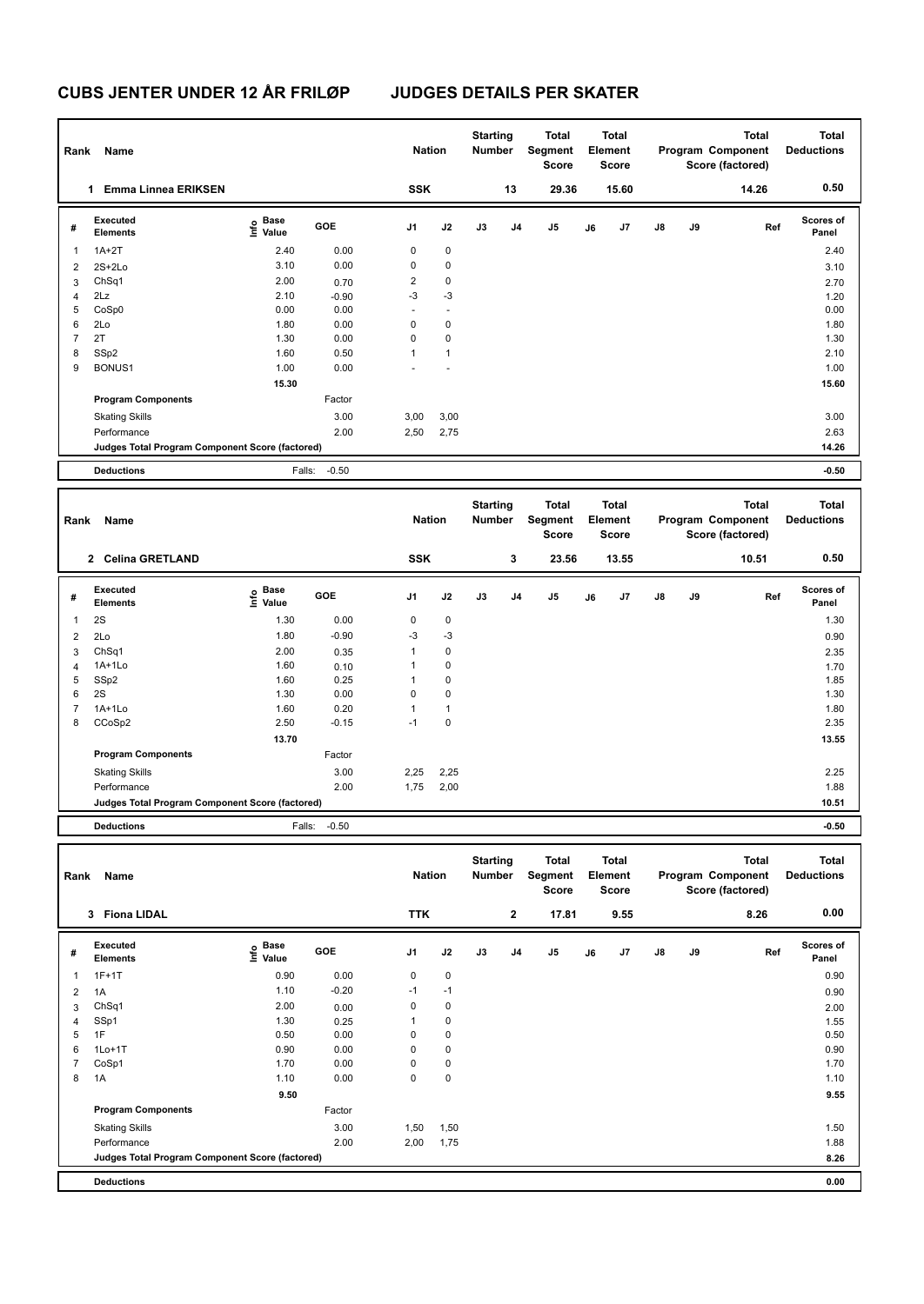# CUBS JENTER UNDER 12 ÅR FRILØP JUDGES DETAILS PER SKATER

| Rank | Name | Nation | Starting Number | Total Segment Score | Total Element Score | Total Program Component Score (factored) | Total Deductions |
|---|---|---|---|---|---|---|---|
| 1 | Emma Linnea ERIKSEN | SSK | 13 | 29.36 | 15.60 | 14.26 | 0.50 |

| # | Executed Elements | Info | Base Value | GOE | J1 | J2 | J3 | J4 | J5 | J6 | J7 | J8 | J9 | Ref | Scores of Panel |
|---|---|---|---|---|---|---|---|---|---|---|---|---|---|---|---|
| 1 | 1A+2T | | 2.40 | 0.00 | 0 | 0 | | | | | | | | | 2.40 |
| 2 | 2S+2Lo | | 3.10 | 0.00 | 0 | 0 | | | | | | | | | 3.10 |
| 3 | ChSq1 | | 2.00 | 0.70 | 2 | 0 | | | | | | | | | 2.70 |
| 4 | 2Lz | | 2.10 | -0.90 | -3 | -3 | | | | | | | | | 1.20 |
| 5 | CoSp0 | | 0.00 | 0.00 | - | - | | | | | | | | | 0.00 |
| 6 | 2Lo | | 1.80 | 0.00 | 0 | 0 | | | | | | | | | 1.80 |
| 7 | 2T | | 1.30 | 0.00 | 0 | 0 | | | | | | | | | 1.30 |
| 8 | SSp2 | | 1.60 | 0.50 | 1 | 1 | | | | | | | | | 2.10 |
| 9 | BONUS1 | | 1.00 | 0.00 | - | - | | | | | | | | | 1.00 |
| | | | 15.30 | | | | | | | | | | | | 15.60 |
| | Program Components | | | Factor | | | | | | | | | | | |
| | Skating Skills | | | 3.00 | 3,00 | 3,00 | | | | | | | | | 3.00 |
| | Performance | | | 2.00 | 2,50 | 2,75 | | | | | | | | | 2.63 |
| | Judges Total Program Component Score (factored) | | | | | | | | | | | | | | 14.26 |
| | Deductions | | Falls: | -0.50 | | | | | | | | | | | -0.50 |

| Rank | Name | Nation | Starting Number | Total Segment Score | Total Element Score | Total Program Component Score (factored) | Total Deductions |
|---|---|---|---|---|---|---|---|
| 2 | Celina GRETLAND | SSK | 3 | 23.56 | 13.55 | 10.51 | 0.50 |

| # | Executed Elements | Info | Base Value | GOE | J1 | J2 | J3 | J4 | J5 | J6 | J7 | J8 | J9 | Ref | Scores of Panel |
|---|---|---|---|---|---|---|---|---|---|---|---|---|---|---|---|
| 1 | 2S | | 1.30 | 0.00 | 0 | 0 | | | | | | | | | 1.30 |
| 2 | 2Lo | | 1.80 | -0.90 | -3 | -3 | | | | | | | | | 0.90 |
| 3 | ChSq1 | | 2.00 | 0.35 | 1 | 0 | | | | | | | | | 2.35 |
| 4 | 1A+1Lo | | 1.60 | 0.10 | 1 | 0 | | | | | | | | | 1.70 |
| 5 | SSp2 | | 1.60 | 0.25 | 1 | 0 | | | | | | | | | 1.85 |
| 6 | 2S | | 1.30 | 0.00 | 0 | 0 | | | | | | | | | 1.30 |
| 7 | 1A+1Lo | | 1.60 | 0.20 | 1 | 1 | | | | | | | | | 1.80 |
| 8 | CCoSp2 | | 2.50 | -0.15 | -1 | 0 | | | | | | | | | 2.35 |
| | | | 13.70 | | | | | | | | | | | | 13.55 |
| | Program Components | | | Factor | | | | | | | | | | | |
| | Skating Skills | | | 3.00 | 2,25 | 2,25 | | | | | | | | | 2.25 |
| | Performance | | | 2.00 | 1,75 | 2,00 | | | | | | | | | 1.88 |
| | Judges Total Program Component Score (factored) | | | | | | | | | | | | | | 10.51 |
| | Deductions | | Falls: | -0.50 | | | | | | | | | | | -0.50 |

| Rank | Name | Nation | Starting Number | Total Segment Score | Total Element Score | Total Program Component Score (factored) | Total Deductions |
|---|---|---|---|---|---|---|---|
| 3 | Fiona LIDAL | TTK | 2 | 17.81 | 9.55 | 8.26 | 0.00 |

| # | Executed Elements | Info | Base Value | GOE | J1 | J2 | J3 | J4 | J5 | J6 | J7 | J8 | J9 | Ref | Scores of Panel |
|---|---|---|---|---|---|---|---|---|---|---|---|---|---|---|---|
| 1 | 1F+1T | | 0.90 | 0.00 | 0 | 0 | | | | | | | | | 0.90 |
| 2 | 1A | | 1.10 | -0.20 | -1 | -1 | | | | | | | | | 0.90 |
| 3 | ChSq1 | | 2.00 | 0.00 | 0 | 0 | | | | | | | | | 2.00 |
| 4 | SSp1 | | 1.30 | 0.25 | 1 | 0 | | | | | | | | | 1.55 |
| 5 | 1F | | 0.50 | 0.00 | 0 | 0 | | | | | | | | | 0.50 |
| 6 | 1Lo+1T | | 0.90 | 0.00 | 0 | 0 | | | | | | | | | 0.90 |
| 7 | CoSp1 | | 1.70 | 0.00 | 0 | 0 | | | | | | | | | 1.70 |
| 8 | 1A | | 1.10 | 0.00 | 0 | 0 | | | | | | | | | 1.10 |
| | | | 9.50 | | | | | | | | | | | | 9.55 |
| | Program Components | | | Factor | | | | | | | | | | | |
| | Skating Skills | | | 3.00 | 1,50 | 1,50 | | | | | | | | | 1.50 |
| | Performance | | | 2.00 | 2,00 | 1,75 | | | | | | | | | 1.88 |
| | Judges Total Program Component Score (factored) | | | | | | | | | | | | | | 8.26 |
| | Deductions | | | | | | | | | | | | | | 0.00 |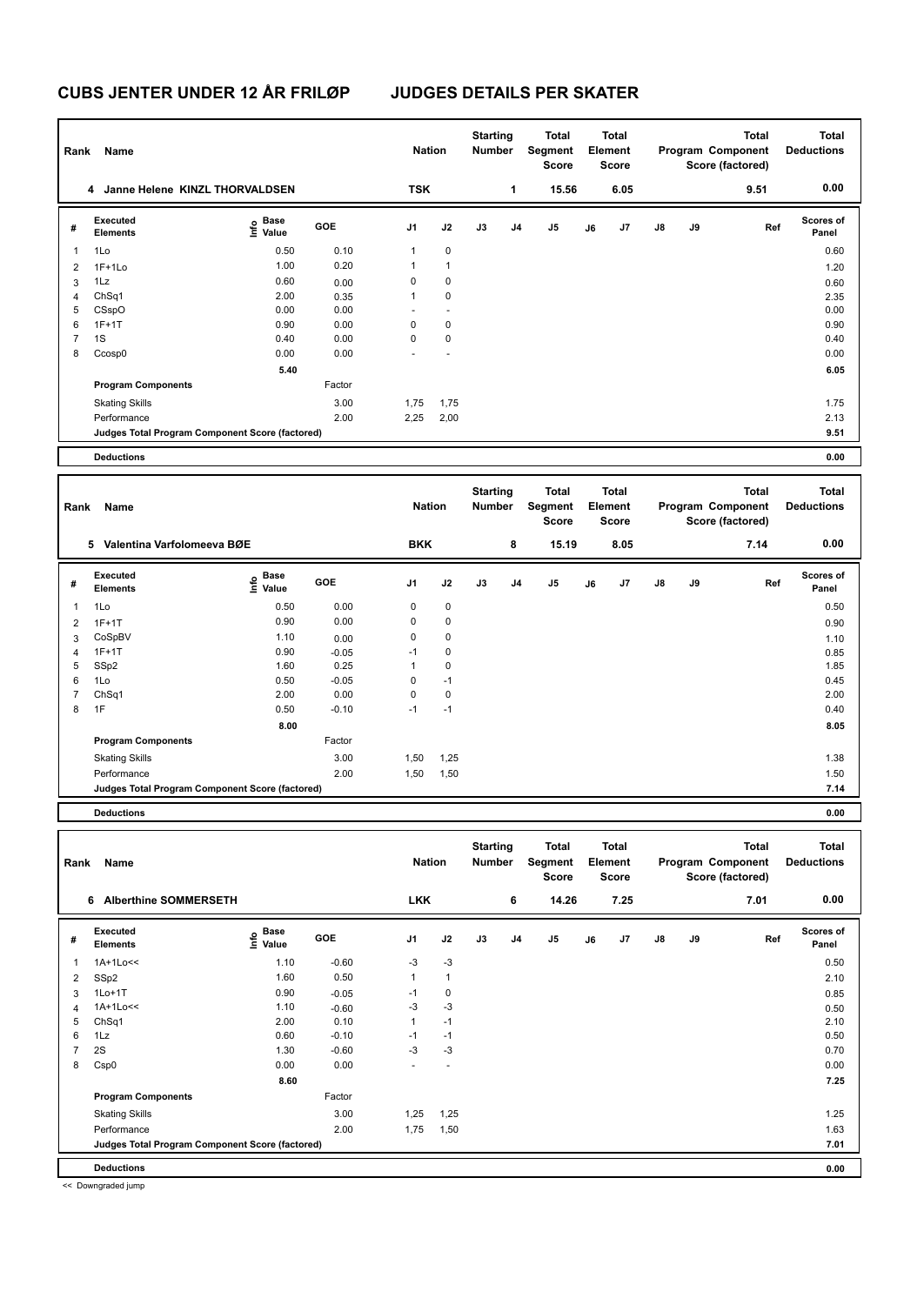# CUBS JENTER UNDER 12 ÅR FRILØP JUDGES DETAILS PER SKATER

| Rank | Name | Nation | Starting Number | Total Segment Score | Total Element Score | Total Program Component Score (factored) | Total Deductions |
|---|---|---|---|---|---|---|---|
| 4 | Janne Helene KINZL THORVALDSEN | TSK | 1 | 15.56 | 6.05 | 9.51 | 0.00 |

| # | Executed Elements | Info | Base Value | GOE | J1 | J2 | J3 | J4 | J5 | J6 | J7 | J8 | J9 | Ref | Scores of Panel |
|---|---|---|---|---|---|---|---|---|---|---|---|---|---|---|---|
| 1 | 1Lo | | 0.50 | 0.10 | 1 | 0 | | | | | | | | | 0.60 |
| 2 | 1F+1Lo | | 1.00 | 0.20 | 1 | 1 | | | | | | | | | 1.20 |
| 3 | 1Lz | | 0.60 | 0.00 | 0 | 0 | | | | | | | | | 0.60 |
| 4 | ChSq1 | | 2.00 | 0.35 | 1 | 0 | | | | | | | | | 2.35 |
| 5 | CSspO | | 0.00 | 0.00 | - | - | | | | | | | | | 0.00 |
| 6 | 1F+1T | | 0.90 | 0.00 | 0 | 0 | | | | | | | | | 0.90 |
| 7 | 1S | | 0.40 | 0.00 | 0 | 0 | | | | | | | | | 0.40 |
| 8 | Ccosp0 | | 0.00 | 0.00 | - | - | | | | | | | | | 0.00 |
| | | | 5.40 | | | | | | | | | | | | 6.05 |
| | **Program Components** | | | Factor | | | | | | | | | | | |
| | Skating Skills | | | 3.00 | 1,75 | 1,75 | | | | | | | | | 1.75 |
| | Performance | | | 2.00 | 2,25 | 2,00 | | | | | | | | | 2.13 |
| | **Judges Total Program Component Score (factored)** | | | | | | | | | | | | | | 9.51 |
| | **Deductions** | | | | | | | | | | | | | | 0.00 |

| Rank | Name | Nation | Starting Number | Total Segment Score | Total Element Score | Total Program Component Score (factored) | Total Deductions |
|---|---|---|---|---|---|---|---|
| 5 | Valentina Varfolomeeva BØE | BKK | 8 | 15.19 | 8.05 | 7.14 | 0.00 |

| # | Executed Elements | Info | Base Value | GOE | J1 | J2 | J3 | J4 | J5 | J6 | J7 | J8 | J9 | Ref | Scores of Panel |
|---|---|---|---|---|---|---|---|---|---|---|---|---|---|---|---|
| 1 | 1Lo | | 0.50 | 0.00 | 0 | 0 | | | | | | | | | 0.50 |
| 2 | 1F+1T | | 0.90 | 0.00 | 0 | 0 | | | | | | | | | 0.90 |
| 3 | CoSpBV | | 1.10 | 0.00 | 0 | 0 | | | | | | | | | 1.10 |
| 4 | 1F+1T | | 0.90 | -0.05 | -1 | 0 | | | | | | | | | 0.85 |
| 5 | SSp2 | | 1.60 | 0.25 | 1 | 0 | | | | | | | | | 1.85 |
| 6 | 1Lo | | 0.50 | -0.05 | 0 | -1 | | | | | | | | | 0.45 |
| 7 | ChSq1 | | 2.00 | 0.00 | 0 | 0 | | | | | | | | | 2.00 |
| 8 | 1F | | 0.50 | -0.10 | -1 | -1 | | | | | | | | | 0.40 |
| | | | 8.00 | | | | | | | | | | | | 8.05 |
| | **Program Components** | | | Factor | | | | | | | | | | | |
| | Skating Skills | | | 3.00 | 1,50 | 1,25 | | | | | | | | | 1.38 |
| | Performance | | | 2.00 | 1,50 | 1,50 | | | | | | | | | 1.50 |
| | **Judges Total Program Component Score (factored)** | | | | | | | | | | | | | | 7.14 |
| | **Deductions** | | | | | | | | | | | | | | 0.00 |

| Rank | Name | Nation | Starting Number | Total Segment Score | Total Element Score | Total Program Component Score (factored) | Total Deductions |
|---|---|---|---|---|---|---|---|
| 6 | Alberthine SOMMERSETH | LKK | 6 | 14.26 | 7.25 | 7.01 | 0.00 |

| # | Executed Elements | Info | Base Value | GOE | J1 | J2 | J3 | J4 | J5 | J6 | J7 | J8 | J9 | Ref | Scores of Panel |
|---|---|---|---|---|---|---|---|---|---|---|---|---|---|---|---|
| 1 | 1A+1Lo<< | | 1.10 | -0.60 | -3 | -3 | | | | | | | | | 0.50 |
| 2 | SSp2 | | 1.60 | 0.50 | 1 | 1 | | | | | | | | | 2.10 |
| 3 | 1Lo+1T | | 0.90 | -0.05 | -1 | 0 | | | | | | | | | 0.85 |
| 4 | 1A+1Lo<< | | 1.10 | -0.60 | -3 | -3 | | | | | | | | | 0.50 |
| 5 | ChSq1 | | 2.00 | 0.10 | 1 | -1 | | | | | | | | | 2.10 |
| 6 | 1Lz | | 0.60 | -0.10 | -1 | -1 | | | | | | | | | 0.50 |
| 7 | 2S | | 1.30 | -0.60 | -3 | -3 | | | | | | | | | 0.70 |
| 8 | Csp0 | | 0.00 | 0.00 | - | - | | | | | | | | | 0.00 |
| | | | 8.60 | | | | | | | | | | | | 7.25 |
| | **Program Components** | | | Factor | | | | | | | | | | | |
| | Skating Skills | | | 3.00 | 1,25 | 1,25 | | | | | | | | | 1.25 |
| | Performance | | | 2.00 | 1,75 | 1,50 | | | | | | | | | 1.63 |
| | **Judges Total Program Component Score (factored)** | | | | | | | | | | | | | | 7.01 |
| | **Deductions** | | | | | | | | | | | | | | 0.00 |

<< Downgraded jump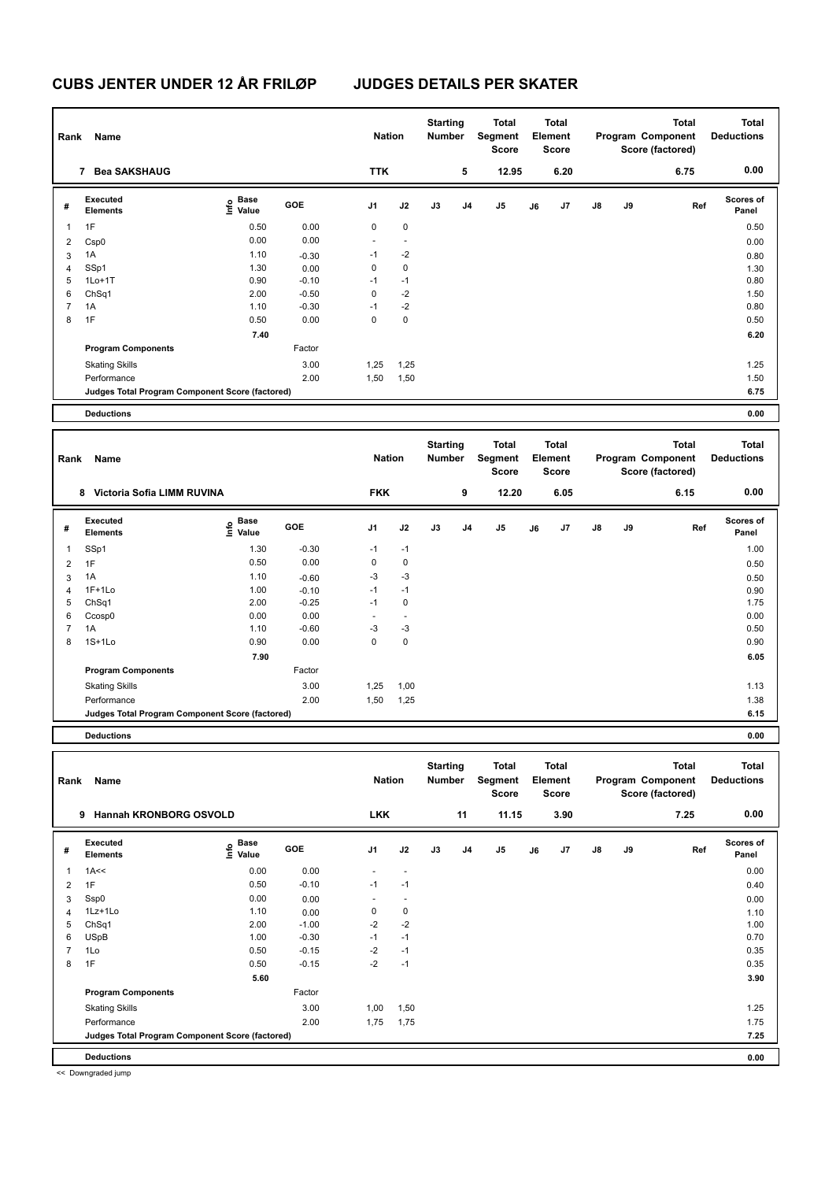# CUBS JENTER UNDER 12 ÅR FRILØP JUDGES DETAILS PER SKATER

| Rank | Name | Nation | Starting Number | Total Segment Score | Total Element Score | Total Program Component Score (factored) | Total Deductions |
|---|---|---|---|---|---|---|---|
| 7 | Bea SAKSHAUG | TTK | 5 | 12.95 | 6.20 | 6.75 | 0.00 |

| # | Executed Elements | Info | Base Value | GOE | J1 | J2 | J3 | J4 | J5 | J6 | J7 | J8 | J9 | Ref | Scores of Panel |
|---|---|---|---|---|---|---|---|---|---|---|---|---|---|---|---|
| 1 | 1F | | 0.50 | 0.00 | 0 | 0 | | | | | | | | | 0.50 |
| 2 | Csp0 | | 0.00 | 0.00 | - | - | | | | | | | | | 0.00 |
| 3 | 1A | | 1.10 | -0.30 | -1 | -2 | | | | | | | | | 0.80 |
| 4 | SSp1 | | 1.30 | 0.00 | 0 | 0 | | | | | | | | | 1.30 |
| 5 | 1Lo+1T | | 0.90 | -0.10 | -1 | -1 | | | | | | | | | 0.80 |
| 6 | ChSq1 | | 2.00 | -0.50 | 0 | -2 | | | | | | | | | 1.50 |
| 7 | 1A | | 1.10 | -0.30 | -1 | -2 | | | | | | | | | 0.80 |
| 8 | 1F | | 0.50 | 0.00 | 0 | 0 | | | | | | | | | 0.50 |
| | | | 7.40 | | | | | | | | | | | | 6.20 |
| | **Program Components** | | | Factor | | | | | | | | | | | |
| | Skating Skills | | | 3.00 | 1,25 | 1,25 | | | | | | | | | 1.25 |
| | Performance | | | 2.00 | 1,50 | 1,50 | | | | | | | | | 1.50 |
| | **Judges Total Program Component Score (factored)** | | | | | | | | | | | | | | 6.75 |
| | **Deductions** | | | | | | | | | | | | | | 0.00 |

| Rank | Name | Nation | Starting Number | Total Segment Score | Total Element Score | Total Program Component Score (factored) | Total Deductions |
|---|---|---|---|---|---|---|---|
| 8 | Victoria Sofia LIMM RUVINA | FKK | 9 | 12.20 | 6.05 | 6.15 | 0.00 |

| # | Executed Elements | Info | Base Value | GOE | J1 | J2 | J3 | J4 | J5 | J6 | J7 | J8 | J9 | Ref | Scores of Panel |
|---|---|---|---|---|---|---|---|---|---|---|---|---|---|---|---|
| 1 | SSp1 | | 1.30 | -0.30 | -1 | -1 | | | | | | | | | 1.00 |
| 2 | 1F | | 0.50 | 0.00 | 0 | 0 | | | | | | | | | 0.50 |
| 3 | 1A | | 1.10 | -0.60 | -3 | -3 | | | | | | | | | 0.50 |
| 4 | 1F+1Lo | | 1.00 | -0.10 | -1 | -1 | | | | | | | | | 0.90 |
| 5 | ChSq1 | | 2.00 | -0.25 | -1 | 0 | | | | | | | | | 1.75 |
| 6 | Ccosp0 | | 0.00 | 0.00 | - | - | | | | | | | | | 0.00 |
| 7 | 1A | | 1.10 | -0.60 | -3 | -3 | | | | | | | | | 0.50 |
| 8 | 1S+1Lo | | 0.90 | 0.00 | 0 | 0 | | | | | | | | | 0.90 |
| | | | 7.90 | | | | | | | | | | | | 6.05 |
| | **Program Components** | | | Factor | | | | | | | | | | | |
| | Skating Skills | | | 3.00 | 1,25 | 1,00 | | | | | | | | | 1.13 |
| | Performance | | | 2.00 | 1,50 | 1,25 | | | | | | | | | 1.38 |
| | **Judges Total Program Component Score (factored)** | | | | | | | | | | | | | | 6.15 |
| | **Deductions** | | | | | | | | | | | | | | 0.00 |

| Rank | Name | Nation | Starting Number | Total Segment Score | Total Element Score | Total Program Component Score (factored) | Total Deductions |
|---|---|---|---|---|---|---|---|
| 9 | Hannah KRONBORG OSVOLD | LKK | 11 | 11.15 | 3.90 | 7.25 | 0.00 |

| # | Executed Elements | Info | Base Value | GOE | J1 | J2 | J3 | J4 | J5 | J6 | J7 | J8 | J9 | Ref | Scores of Panel |
|---|---|---|---|---|---|---|---|---|---|---|---|---|---|---|---|
| 1 | 1A<< | | 0.00 | 0.00 | - | - | | | | | | | | | 0.00 |
| 2 | 1F | | 0.50 | -0.10 | -1 | -1 | | | | | | | | | 0.40 |
| 3 | Ssp0 | | 0.00 | 0.00 | - | - | | | | | | | | | 0.00 |
| 4 | 1Lz+1Lo | | 1.10 | 0.00 | 0 | 0 | | | | | | | | | 1.10 |
| 5 | ChSq1 | | 2.00 | -1.00 | -2 | -2 | | | | | | | | | 1.00 |
| 6 | USpB | | 1.00 | -0.30 | -1 | -1 | | | | | | | | | 0.70 |
| 7 | 1Lo | | 0.50 | -0.15 | -2 | -1 | | | | | | | | | 0.35 |
| 8 | 1F | | 0.50 | -0.15 | -2 | -1 | | | | | | | | | 0.35 |
| | | | 5.60 | | | | | | | | | | | | 3.90 |
| | **Program Components** | | | Factor | | | | | | | | | | | |
| | Skating Skills | | | 3.00 | 1,00 | 1,50 | | | | | | | | | 1.25 |
| | Performance | | | 2.00 | 1,75 | 1,75 | | | | | | | | | 1.75 |
| | **Judges Total Program Component Score (factored)** | | | | | | | | | | | | | | 7.25 |
| | **Deductions** | | | | | | | | | | | | | | 0.00 |

<< Downgraded jump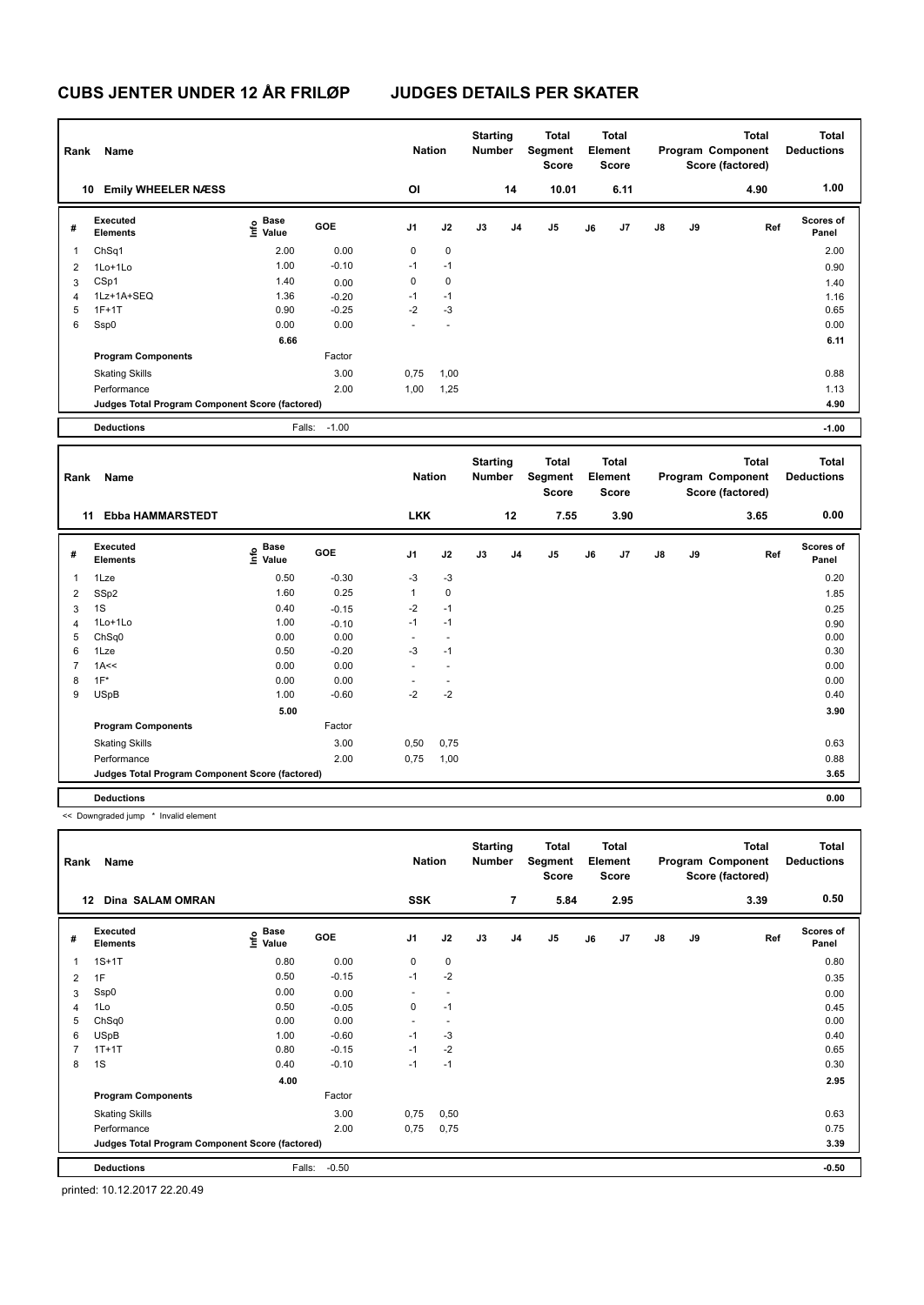# CUBS JENTER UNDER 12 ÅR FRILØP JUDGES DETAILS PER SKATER

| Rank | Name | Nation | Starting Number | Total Segment Score | Total Element Score | Total Program Component Score (factored) | Total Deductions |
|---|---|---|---|---|---|---|---|
| 10 | Emily WHEELER NÆSS | OI | 14 | 10.01 | 6.11 | 4.90 | 1.00 |

| # | Executed Elements | Info | Base Value | GOE | J1 | J2 | J3 | J4 | J5 | J6 | J7 | J8 | J9 | Ref | Scores of Panel |
|---|---|---|---|---|---|---|---|---|---|---|---|---|---|---|---|
| 1 | ChSq1 | | 2.00 | 0.00 | 0 | 0 | | | | | | | | | 2.00 |
| 2 | 1Lo+1Lo | | 1.00 | -0.10 | -1 | -1 | | | | | | | | | 0.90 |
| 3 | CSp1 | | 1.40 | 0.00 | 0 | 0 | | | | | | | | | 1.40 |
| 4 | 1Lz+1A+SEQ | | 1.36 | -0.20 | -1 | -1 | | | | | | | | | 1.16 |
| 5 | 1F+1T | | 0.90 | -0.25 | -2 | -3 | | | | | | | | | 0.65 |
| 6 | Ssp0 | | 0.00 | 0.00 | - | - | | | | | | | | | 0.00 |
| | | | 6.66 | | | | | | | | | | | | 6.11 |
| | Program Components | | | Factor | | | | | | | | | | | |
| | Skating Skills | | | 3.00 | 0,75 | 1,00 | | | | | | | | | 0.88 |
| | Performance | | | 2.00 | 1,00 | 1,25 | | | | | | | | | 1.13 |
| | Judges Total Program Component Score (factored) | | | | | | | | | | | | | | 4.90 |
| | Deductions | | Falls: | -1.00 | | | | | | | | | | | -1.00 |

| Rank | Name | Nation | Starting Number | Total Segment Score | Total Element Score | Total Program Component Score (factored) | Total Deductions |
|---|---|---|---|---|---|---|---|
| 11 | Ebba HAMMARSTEDT | LKK | 12 | 7.55 | 3.90 | 3.65 | 0.00 |

| # | Executed Elements | Info | Base Value | GOE | J1 | J2 | J3 | J4 | J5 | J6 | J7 | J8 | J9 | Ref | Scores of Panel |
|---|---|---|---|---|---|---|---|---|---|---|---|---|---|---|---|
| 1 | 1Lze | | 0.50 | -0.30 | -3 | -3 | | | | | | | | | 0.20 |
| 2 | SSp2 | | 1.60 | 0.25 | 1 | 0 | | | | | | | | | 1.85 |
| 3 | 1S | | 0.40 | -0.15 | -2 | -1 | | | | | | | | | 0.25 |
| 4 | 1Lo+1Lo | | 1.00 | -0.10 | -1 | -1 | | | | | | | | | 0.90 |
| 5 | ChSq0 | | 0.00 | 0.00 | - | - | | | | | | | | | 0.00 |
| 6 | 1Lze | | 0.50 | -0.20 | -3 | -1 | | | | | | | | | 0.30 |
| 7 | 1A<< | | 0.00 | 0.00 | - | - | | | | | | | | | 0.00 |
| 8 | 1F* | | 0.00 | 0.00 | - | - | | | | | | | | | 0.00 |
| 9 | USpB | | 1.00 | -0.60 | -2 | -2 | | | | | | | | | 0.40 |
| | | | 5.00 | | | | | | | | | | | | 3.90 |
| | Program Components | | | Factor | | | | | | | | | | | |
| | Skating Skills | | | 3.00 | 0,50 | 0,75 | | | | | | | | | 0.63 |
| | Performance | | | 2.00 | 0,75 | 1,00 | | | | | | | | | 0.88 |
| | Judges Total Program Component Score (factored) | | | | | | | | | | | | | | 3.65 |
| | Deductions | | | | | | | | | | | | | | 0.00 |

<< Downgraded jump * Invalid element

| Rank | Name | Nation | Starting Number | Total Segment Score | Total Element Score | Total Program Component Score (factored) | Total Deductions |
|---|---|---|---|---|---|---|---|
| 12 | Dina SALAM OMRAN | SSK | 7 | 5.84 | 2.95 | 3.39 | 0.50 |

| # | Executed Elements | Info | Base Value | GOE | J1 | J2 | J3 | J4 | J5 | J6 | J7 | J8 | J9 | Ref | Scores of Panel |
|---|---|---|---|---|---|---|---|---|---|---|---|---|---|---|---|
| 1 | 1S+1T | | 0.80 | 0.00 | 0 | 0 | | | | | | | | | 0.80 |
| 2 | 1F | | 0.50 | -0.15 | -1 | -2 | | | | | | | | | 0.35 |
| 3 | Ssp0 | | 0.00 | 0.00 | - | - | | | | | | | | | 0.00 |
| 4 | 1Lo | | 0.50 | -0.05 | 0 | -1 | | | | | | | | | 0.45 |
| 5 | ChSq0 | | 0.00 | 0.00 | - | - | | | | | | | | | 0.00 |
| 6 | USpB | | 1.00 | -0.60 | -1 | -3 | | | | | | | | | 0.40 |
| 7 | 1T+1T | | 0.80 | -0.15 | -1 | -2 | | | | | | | | | 0.65 |
| 8 | 1S | | 0.40 | -0.10 | -1 | -1 | | | | | | | | | 0.30 |
| | | | 4.00 | | | | | | | | | | | | 2.95 |
| | Program Components | | | Factor | | | | | | | | | | | |
| | Skating Skills | | | 3.00 | 0,75 | 0,50 | | | | | | | | | 0.63 |
| | Performance | | | 2.00 | 0,75 | 0,75 | | | | | | | | | 0.75 |
| | Judges Total Program Component Score (factored) | | | | | | | | | | | | | | 3.39 |
| | Deductions | | Falls: | -0.50 | | | | | | | | | | | -0.50 |

printed: 10.12.2017 22.20.49